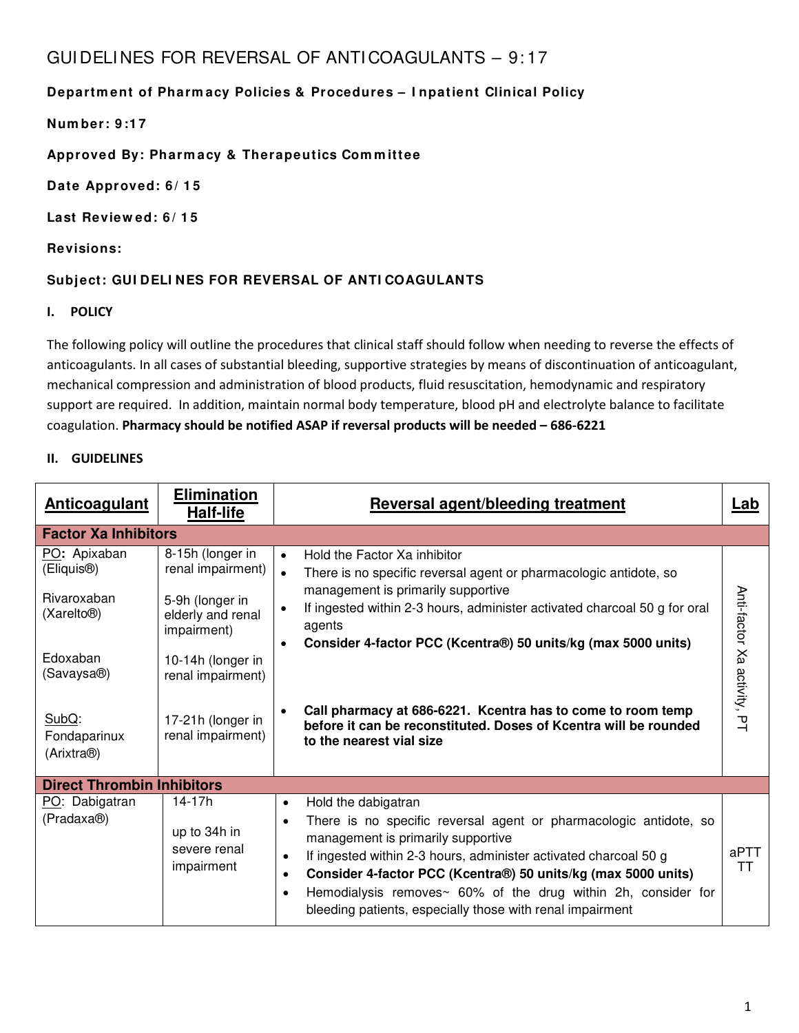# GUIDELINES FOR REVERSAL OF ANTICOAGULANTS – 9:17

**Department of Pharmacy Policies & Procedures – Inpatient Clinical Policy**

**Number: 9:17**

**Approved By: Pharmacy & Therapeutics Committee**

**Date Approved: 6/15**

**Last Reviewed: 6/15**

**Revisions:**

**Subject: GUIDELINES FOR REVERSAL OF ANTICOAGULANTS**

## I. POLICY

The following policy will outline the procedures that clinical staff should follow when needing to reverse the effects of anticoagulants. In all cases of substantial bleeding, supportive strategies by means of discontinuation of anticoagulant, mechanical compression and administration of blood products, fluid resuscitation, hemodynamic and respiratory support are required. In addition, maintain normal body temperature, blood pH and electrolyte balance to facilitate coagulation. **Pharmacy should be notified ASAP if reversal products will be needed – 686-6221**

## II. GUIDELINES

| Anticoagulant | Elimination Half-life | Reversal agent/bleeding treatment | Lab |
|---|---|---|---|
| **Factor Xa Inhibitors** | | | |
| PO: Apixaban (Eliquis®)<br><br>Rivaroxaban (Xarelto®)<br><br>Edoxaban (Savaysa®)<br><br>SubQ: Fondaparinux (Arixtra®) | 8-15h (longer in renal impairment)<br><br>5-9h (longer in elderly and renal impairment)<br><br>10-14h (longer in renal impairment)<br><br>17-21h (longer in renal impairment) | • Hold the Factor Xa inhibitor<br>• There is no specific reversal agent or pharmacologic antidote, so management is primarily supportive<br>• If ingested within 2-3 hours, administer activated charcoal 50 g for oral agents<br>• **Consider 4-factor PCC (Kcentra®) 50 units/kg (max 5000 units)**<br><br>• **Call pharmacy at 686-6221. Kcentra has to come to room temp before it can be reconstituted. Doses of Kcentra will be rounded to the nearest vial size** | Anti-factor Xa activity, PT |
| **Direct Thrombin Inhibitors** | | | |
| PO: Dabigatran (Pradaxa®) | 14-17h<br><br>up to 34h in severe renal impairment | • Hold the dabigatran<br>• There is no specific reversal agent or pharmacologic antidote, so management is primarily supportive<br>• If ingested within 2-3 hours, administer activated charcoal 50 g<br>• **Consider 4-factor PCC (Kcentra®) 50 units/kg (max 5000 units)**<br>• Hemodialysis removes~ 60% of the drug within 2h, consider for bleeding patients, especially those with renal impairment | aPTT<br>TT |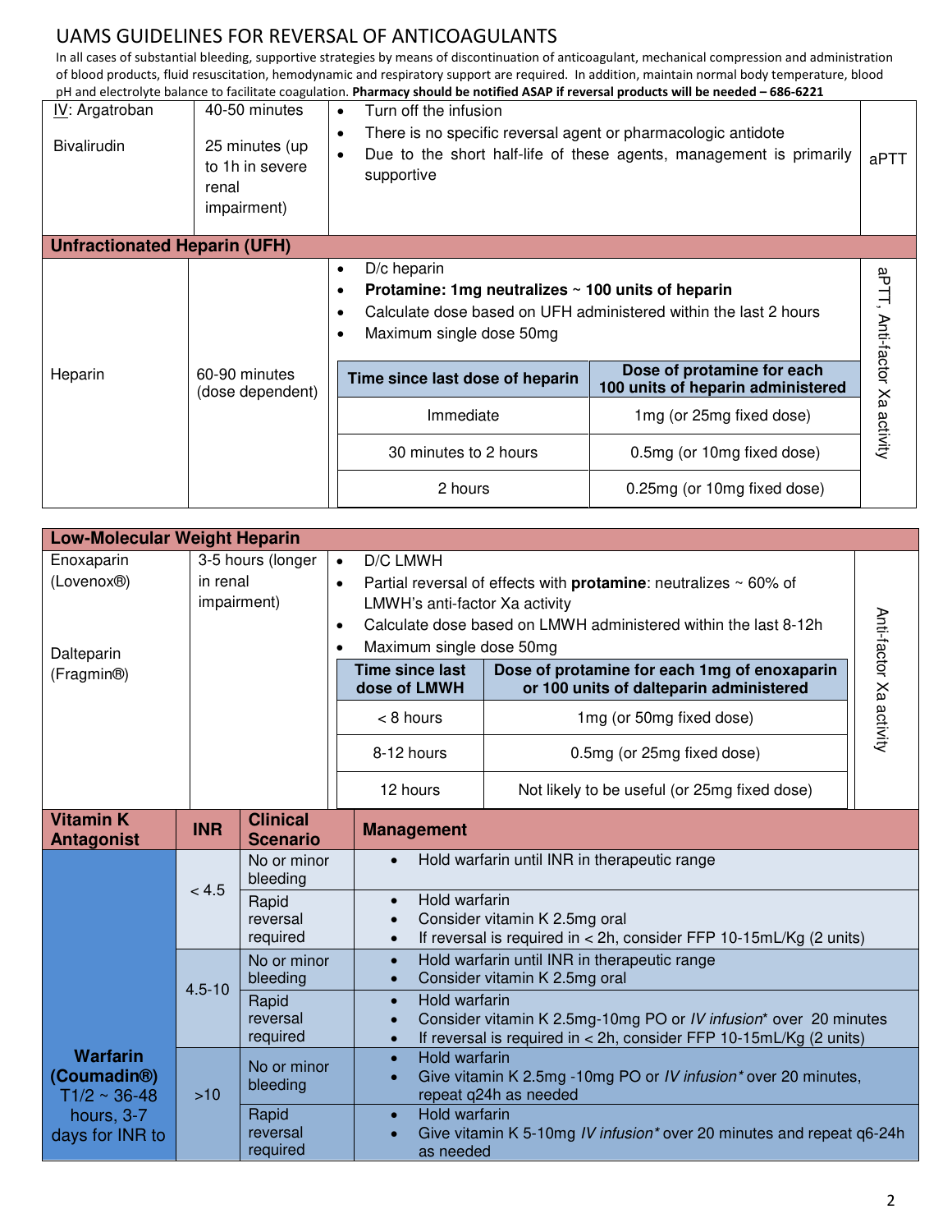# UAMS GUIDELINES FOR REVERSAL OF ANTICOAGULANTS

In all cases of substantial bleeding, supportive strategies by means of discontinuation of anticoagulant, mechanical compression and administration of blood products, fluid resuscitation, hemodynamic and respiratory support are required. In addition, maintain normal body temperature, blood pH and electrolyte balance to facilitate coagulation. **Pharmacy should be notified ASAP if reversal products will be needed – 686-6221**

| | | | |
|---|---|---|---|
| IV: Argatroban<br><br>Bivalirudin | 40-50 minutes<br><br>25 minutes (up to 1h in severe renal impairment) | • Turn off the infusion<br>• There is no specific reversal agent or pharmacologic antidote<br>• Due to the short half-life of these agents, management is primarily supportive | aPTT |

## Unfractionated Heparin (UFH)

| | | | |
|---|---|---|---|
| Heparin | 60-90 minutes (dose dependent) | • D/c heparin<br>• **Protamine: 1mg neutralizes ~ 100 units of heparin**<br>• Calculate dose based on UFH administered within the last 2 hours<br>• Maximum single dose 50mg | aPTT, Anti-factor Xa activity |

| Time since last dose of heparin | Dose of protamine for each 100 units of heparin administered |
|---|---|
| Immediate | 1mg (or 25mg fixed dose) |
| 30 minutes to 2 hours | 0.5mg (or 10mg fixed dose) |
| 2 hours | 0.25mg (or 10mg fixed dose) |

## Low-Molecular Weight Heparin

| | | | |
|---|---|---|---|
| Enoxaparin (Lovenox®)<br><br>Dalteparin (Fragmin®) | 3-5 hours (longer in renal impairment) | • D/C LMWH<br>• Partial reversal of effects with **protamine**: neutralizes ~ 60% of LMWH's anti-factor Xa activity<br>• Calculate dose based on LMWH administered within the last 8-12h<br>• Maximum single dose 50mg | Anti-factor Xa activity |

| Time since last dose of LMWH | Dose of protamine for each 1mg of enoxaparin or 100 units of dalteparin administered |
|---|---|
| < 8 hours | 1mg (or 50mg fixed dose) |
| 8-12 hours | 0.5mg (or 25mg fixed dose) |
| 12 hours | Not likely to be useful (or 25mg fixed dose) |

| Vitamin K Antagonist | INR | Clinical Scenario | Management |
|---|---|---|---|
| Warfarin (Coumadin®) T1/2 ~ 36-48 hours, 3-7 days for INR to | < 4.5 | No or minor bleeding | • Hold warfarin until INR in therapeutic range |
| | | Rapid reversal required | • Hold warfarin<br>• Consider vitamin K 2.5mg oral<br>• If reversal is required in < 2h, consider FFP 10-15mL/Kg (2 units) |
| | 4.5-10 | No or minor bleeding | • Hold warfarin until INR in therapeutic range<br>• Consider vitamin K 2.5mg oral |
| | | Rapid reversal required | • Hold warfarin<br>• Consider vitamin K 2.5mg-10mg PO or *IV infusion** over 20 minutes<br>• If reversal is required in < 2h, consider FFP 10-15mL/Kg (2 units) |
| | >10 | No or minor bleeding | • Hold warfarin<br>• Give vitamin K 2.5mg -10mg PO or *IV infusion** over 20 minutes, repeat q24h as needed |
| | | Rapid reversal required | • Hold warfarin<br>• Give vitamin K 5-10mg *IV infusion** over 20 minutes and repeat q6-24h as needed |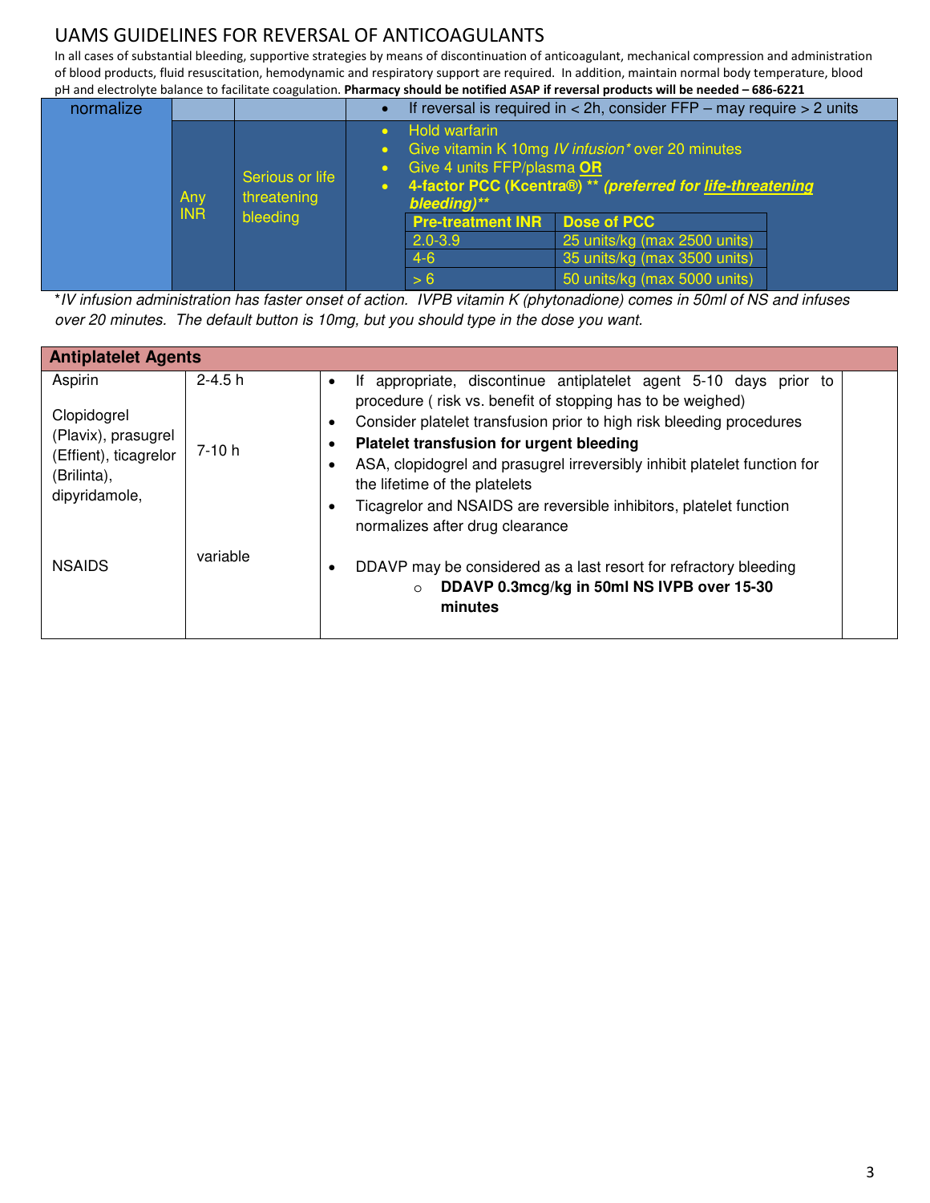# UAMS GUIDELINES FOR REVERSAL OF ANTICOAGULANTS

In all cases of substantial bleeding, supportive strategies by means of discontinuation of anticoagulant, mechanical compression and administration of blood products, fluid resuscitation, hemodynamic and respiratory support are required. In addition, maintain normal body temperature, blood pH and electrolyte balance to facilitate coagulation. **Pharmacy should be notified ASAP if reversal products will be needed – 686-6221**

| normalize | | | • If reversal is required in < 2h, consider FFP – may require > 2 units |
|---|---|---|---|
| | Any INR | Serious or life threatening bleeding | • Hold warfarin<br>• Give vitamin K 10mg *IV infusion** over 20 minutes<br>• Give 4 units FFP/plasma **OR**<br>• **4-factor PCC (Kcentra®) \*\* *(preferred for life-threatening bleeding)\*\**** |

| Pre-treatment INR | Dose of PCC |
|---|---|
| 2.0-3.9 | 25 units/kg (max 2500 units) |
| 4-6 | 35 units/kg (max 3500 units) |
| > 6 | 50 units/kg (max 5000 units) |

**IV infusion administration has faster onset of action. IVPB vitamin K (phytonadione) comes in 50ml of NS and infuses over 20 minutes. The default button is 10mg, but you should type in the dose you want.*

| Antiplatelet Agents | | | |
|---|---|---|---|
| Aspirin<br><br>Clopidogrel (Plavix), prasugrel (Effient), ticagrelor (Brilinta), dipyridamole,<br><br>NSAIDS | 2-4.5 h<br><br>7-10 h<br><br>variable | • If appropriate, discontinue antiplatelet agent 5-10 days prior to procedure ( risk vs. benefit of stopping has to be weighed)<br>• Consider platelet transfusion prior to high risk bleeding procedures<br>• **Platelet transfusion for urgent bleeding**<br>• ASA, clopidogrel and prasugrel irreversibly inhibit platelet function for the lifetime of the platelets<br>• Ticagrelor and NSAIDS are reversible inhibitors, platelet function normalizes after drug clearance<br><br>• DDAVP may be considered as a last resort for refractory bleeding<br>  ○ **DDAVP 0.3mcg/kg in 50ml NS IVPB over 15-30 minutes** | |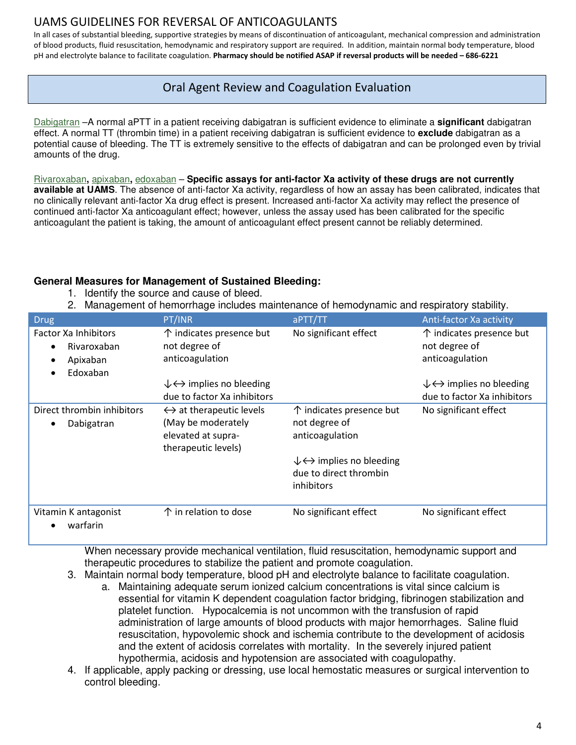# UAMS GUIDELINES FOR REVERSAL OF ANTICOAGULANTS

In all cases of substantial bleeding, supportive strategies by means of discontinuation of anticoagulant, mechanical compression and administration of blood products, fluid resuscitation, hemodynamic and respiratory support are required. In addition, maintain normal body temperature, blood pH and electrolyte balance to facilitate coagulation. **Pharmacy should be notified ASAP if reversal products will be needed – 686-6221**

## Oral Agent Review and Coagulation Evaluation

Dabigatran –A normal aPTT in a patient receiving dabigatran is sufficient evidence to eliminate a **significant** dabigatran effect. A normal TT (thrombin time) in a patient receiving dabigatran is sufficient evidence to **exclude** dabigatran as a potential cause of bleeding. The TT is extremely sensitive to the effects of dabigatran and can be prolonged even by trivial amounts of the drug.

Rivaroxaban**,** apixaban**,** edoxaban – **Specific assays for anti-factor Xa activity of these drugs are not currently available at UAMS**. The absence of anti-factor Xa activity, regardless of how an assay has been calibrated, indicates that no clinically relevant anti-factor Xa drug effect is present. Increased anti-factor Xa activity may reflect the presence of continued anti-factor Xa anticoagulant effect; however, unless the assay used has been calibrated for the specific anticoagulant the patient is taking, the amount of anticoagulant effect present cannot be reliably determined.

**General Measures for Management of Sustained Bleeding:**

1. Identify the source and cause of bleed.
2. Management of hemorrhage includes maintenance of hemodynamic and respiratory stability.

| Drug | PT/INR | aPTT/TT | Anti-factor Xa activity |
|---|---|---|---|
| Factor Xa Inhibitors<br>• Rivaroxaban<br>• Apixaban<br>• Edoxaban | ↑ indicates presence but not degree of anticoagulation<br><br>↓↔ implies no bleeding due to factor Xa inhibitors | No significant effect | ↑ indicates presence but not degree of anticoagulation<br><br>↓↔ implies no bleeding due to factor Xa inhibitors |
| Direct thrombin inhibitors<br>• Dabigatran | ↔ at therapeutic levels (May be moderately elevated at supra-therapeutic levels) | ↑ indicates presence but not degree of anticoagulation<br><br>↓↔ implies no bleeding due to direct thrombin inhibitors | No significant effect |
| Vitamin K antagonist<br>• warfarin | ↑ in relation to dose | No significant effect | No significant effect |

   When necessary provide mechanical ventilation, fluid resuscitation, hemodynamic support and therapeutic procedures to stabilize the patient and promote coagulation.

3. Maintain normal body temperature, blood pH and electrolyte balance to facilitate coagulation.
   a. Maintaining adequate serum ionized calcium concentrations is vital since calcium is essential for vitamin K dependent coagulation factor bridging, fibrinogen stabilization and platelet function. Hypocalcemia is not uncommon with the transfusion of rapid administration of large amounts of blood products with major hemorrhages. Saline fluid resuscitation, hypovolemic shock and ischemia contribute to the development of acidosis and the extent of acidosis correlates with mortality. In the severely injured patient hypothermia, acidosis and hypotension are associated with coagulopathy.
4. If applicable, apply packing or dressing, use local hemostatic measures or surgical intervention to control bleeding.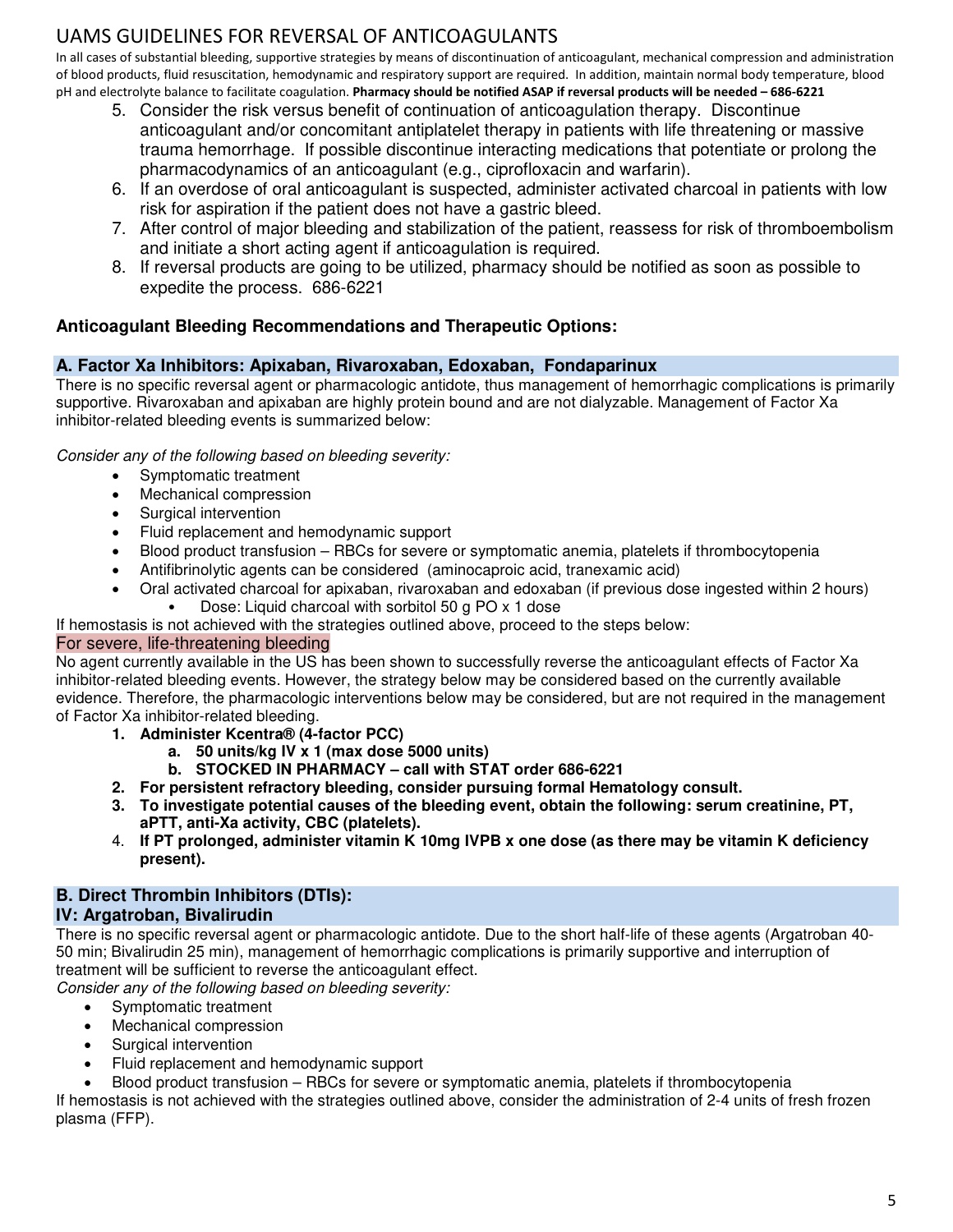# UAMS GUIDELINES FOR REVERSAL OF ANTICOAGULANTS

In all cases of substantial bleeding, supportive strategies by means of discontinuation of anticoagulant, mechanical compression and administration of blood products, fluid resuscitation, hemodynamic and respiratory support are required. In addition, maintain normal body temperature, blood pH and electrolyte balance to facilitate coagulation. **Pharmacy should be notified ASAP if reversal products will be needed – 686-6221**

5. Consider the risk versus benefit of continuation of anticoagulation therapy. Discontinue anticoagulant and/or concomitant antiplatelet therapy in patients with life threatening or massive trauma hemorrhage. If possible discontinue interacting medications that potentiate or prolong the pharmacodynamics of an anticoagulant (e.g., ciprofloxacin and warfarin).
6. If an overdose of oral anticoagulant is suspected, administer activated charcoal in patients with low risk for aspiration if the patient does not have a gastric bleed.
7. After control of major bleeding and stabilization of the patient, reassess for risk of thromboembolism and initiate a short acting agent if anticoagulation is required.
8. If reversal products are going to be utilized, pharmacy should be notified as soon as possible to expedite the process. 686-6221

## Anticoagulant Bleeding Recommendations and Therapeutic Options:

### A. Factor Xa Inhibitors: Apixaban, Rivaroxaban, Edoxaban, Fondaparinux

There is no specific reversal agent or pharmacologic antidote, thus management of hemorrhagic complications is primarily supportive. Rivaroxaban and apixaban are highly protein bound and are not dialyzable. Management of Factor Xa inhibitor-related bleeding events is summarized below:

*Consider any of the following based on bleeding severity:*

- Symptomatic treatment
- Mechanical compression
- Surgical intervention
- Fluid replacement and hemodynamic support
- Blood product transfusion – RBCs for severe or symptomatic anemia, platelets if thrombocytopenia
- Antifibrinolytic agents can be considered (aminocaproic acid, tranexamic acid)
- Oral activated charcoal for apixaban, rivaroxaban and edoxaban (if previous dose ingested within 2 hours)
  - Dose: Liquid charcoal with sorbitol 50 g PO x 1 dose

If hemostasis is not achieved with the strategies outlined above, proceed to the steps below:

#### For severe, life-threatening bleeding

No agent currently available in the US has been shown to successfully reverse the anticoagulant effects of Factor Xa inhibitor-related bleeding events. However, the strategy below may be considered based on the currently available evidence. Therefore, the pharmacologic interventions below may be considered, but are not required in the management of Factor Xa inhibitor-related bleeding.

1. **Administer Kcentra® (4-factor PCC)**
   a. **50 units/kg IV x 1 (max dose 5000 units)**
   b. **STOCKED IN PHARMACY – call with STAT order 686-6221**
2. **For persistent refractory bleeding, consider pursuing formal Hematology consult.**
3. **To investigate potential causes of the bleeding event, obtain the following: serum creatinine, PT, aPTT, anti-Xa activity, CBC (platelets).**
4. **If PT prolonged, administer vitamin K 10mg IVPB x one dose (as there may be vitamin K deficiency present).**

### B. Direct Thrombin Inhibitors (DTIs):
### IV: Argatroban, Bivalirudin

There is no specific reversal agent or pharmacologic antidote. Due to the short half-life of these agents (Argatroban 40-50 min; Bivalirudin 25 min), management of hemorrhagic complications is primarily supportive and interruption of treatment will be sufficient to reverse the anticoagulant effect.

*Consider any of the following based on bleeding severity:*

- Symptomatic treatment
- Mechanical compression
- Surgical intervention
- Fluid replacement and hemodynamic support
- Blood product transfusion – RBCs for severe or symptomatic anemia, platelets if thrombocytopenia

If hemostasis is not achieved with the strategies outlined above, consider the administration of 2-4 units of fresh frozen plasma (FFP).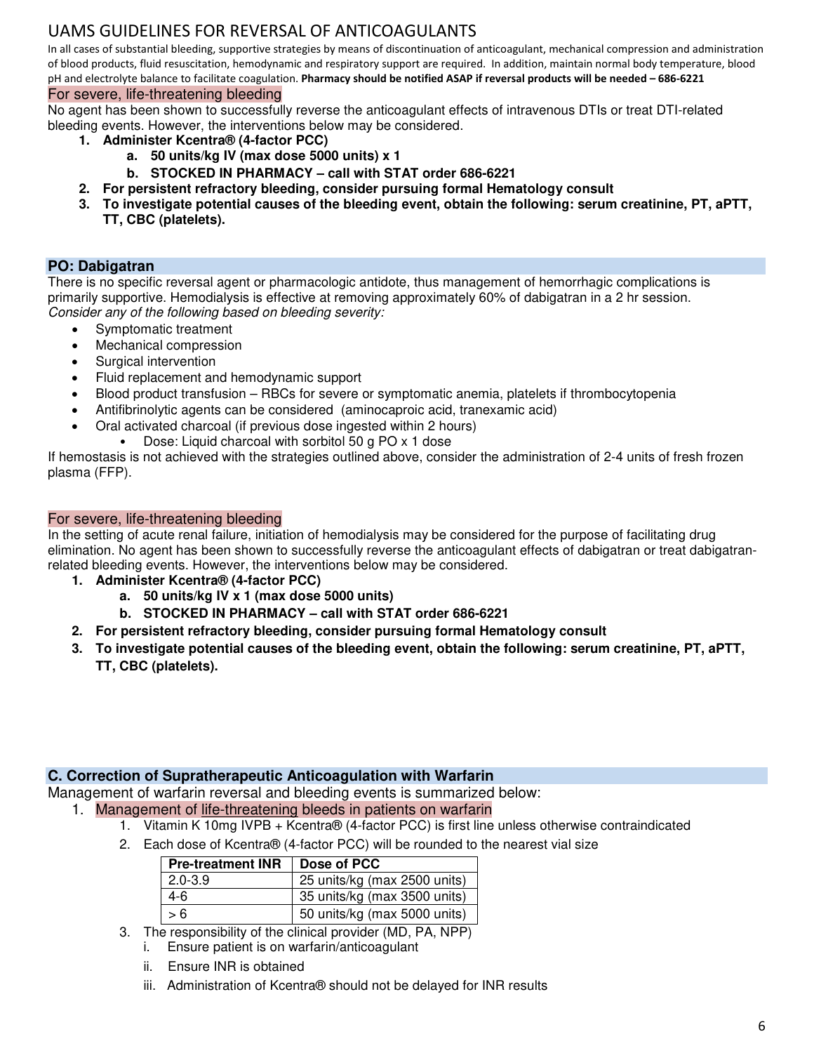# UAMS GUIDELINES FOR REVERSAL OF ANTICOAGULANTS

In all cases of substantial bleeding, supportive strategies by means of discontinuation of anticoagulant, mechanical compression and administration of blood products, fluid resuscitation, hemodynamic and respiratory support are required. In addition, maintain normal body temperature, blood pH and electrolyte balance to facilitate coagulation. **Pharmacy should be notified ASAP if reversal products will be needed – 686-6221**

### For severe, life-threatening bleeding

No agent has been shown to successfully reverse the anticoagulant effects of intravenous DTIs or treat DTI-related bleeding events. However, the interventions below may be considered.

1. **Administer Kcentra® (4-factor PCC)**
   a. **50 units/kg IV (max dose 5000 units) x 1**
   b. **STOCKED IN PHARMACY – call with STAT order 686-6221**
2. **For persistent refractory bleeding, consider pursuing formal Hematology consult**
3. **To investigate potential causes of the bleeding event, obtain the following: serum creatinine, PT, aPTT, TT, CBC (platelets).**

## PO: Dabigatran

There is no specific reversal agent or pharmacologic antidote, thus management of hemorrhagic complications is primarily supportive. Hemodialysis is effective at removing approximately 60% of dabigatran in a 2 hr session.
*Consider any of the following based on bleeding severity:*

- Symptomatic treatment
- Mechanical compression
- Surgical intervention
- Fluid replacement and hemodynamic support
- Blood product transfusion – RBCs for severe or symptomatic anemia, platelets if thrombocytopenia
- Antifibrinolytic agents can be considered (aminocaproic acid, tranexamic acid)
- Oral activated charcoal (if previous dose ingested within 2 hours)
  - Dose: Liquid charcoal with sorbitol 50 g PO x 1 dose

If hemostasis is not achieved with the strategies outlined above, consider the administration of 2-4 units of fresh frozen plasma (FFP).

### For severe, life-threatening bleeding

In the setting of acute renal failure, initiation of hemodialysis may be considered for the purpose of facilitating drug elimination. No agent has been shown to successfully reverse the anticoagulant effects of dabigatran or treat dabigatran-related bleeding events. However, the interventions below may be considered.

1. **Administer Kcentra® (4-factor PCC)**
   a. **50 units/kg IV x 1 (max dose 5000 units)**
   b. **STOCKED IN PHARMACY – call with STAT order 686-6221**
2. **For persistent refractory bleeding, consider pursuing formal Hematology consult**
3. **To investigate potential causes of the bleeding event, obtain the following: serum creatinine, PT, aPTT, TT, CBC (platelets).**

## C. Correction of Supratherapeutic Anticoagulation with Warfarin

Management of warfarin reversal and bleeding events is summarized below:

1. Management of life-threatening bleeds in patients on warfarin
   1. Vitamin K 10mg IVPB + Kcentra® (4-factor PCC) is first line unless otherwise contraindicated
   2. Each dose of Kcentra® (4-factor PCC) will be rounded to the nearest vial size

| Pre-treatment INR | Dose of PCC |
|---|---|
| 2.0-3.9 | 25 units/kg (max 2500 units) |
| 4-6 | 35 units/kg (max 3500 units) |
| > 6 | 50 units/kg (max 5000 units) |

   3. The responsibility of the clinical provider (MD, PA, NPP)
      i. Ensure patient is on warfarin/anticoagulant
      ii. Ensure INR is obtained
      iii. Administration of Kcentra® should not be delayed for INR results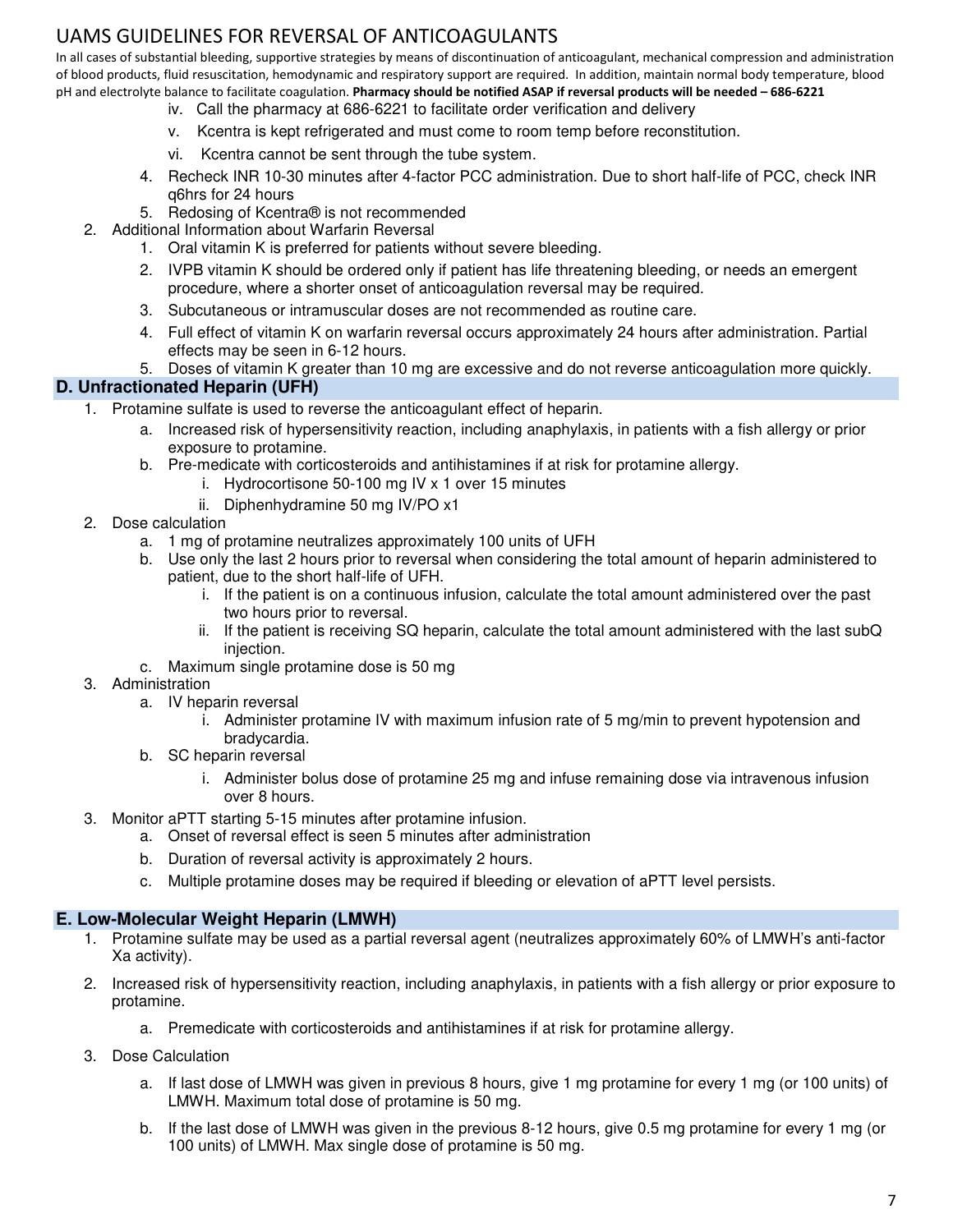# UAMS GUIDELINES FOR REVERSAL OF ANTICOAGULANTS

In all cases of substantial bleeding, supportive strategies by means of discontinuation of anticoagulant, mechanical compression and administration of blood products, fluid resuscitation, hemodynamic and respiratory support are required. In addition, maintain normal body temperature, blood pH and electrolyte balance to facilitate coagulation. **Pharmacy should be notified ASAP if reversal products will be needed – 686-6221**

- iv. Call the pharmacy at 686-6221 to facilitate order verification and delivery
- v. Kcentra is kept refrigerated and must come to room temp before reconstitution.
- vi. Kcentra cannot be sent through the tube system.

4. Recheck INR 10-30 minutes after 4-factor PCC administration. Due to short half-life of PCC, check INR q6hrs for 24 hours
5. Redosing of Kcentra® is not recommended

2. Additional Information about Warfarin Reversal
   1. Oral vitamin K is preferred for patients without severe bleeding.
   2. IVPB vitamin K should be ordered only if patient has life threatening bleeding, or needs an emergent procedure, where a shorter onset of anticoagulation reversal may be required.
   3. Subcutaneous or intramuscular doses are not recommended as routine care.
   4. Full effect of vitamin K on warfarin reversal occurs approximately 24 hours after administration. Partial effects may be seen in 6-12 hours.
   5. Doses of vitamin K greater than 10 mg are excessive and do not reverse anticoagulation more quickly.

## D. Unfractionated Heparin (UFH)

1. Protamine sulfate is used to reverse the anticoagulant effect of heparin.
   a. Increased risk of hypersensitivity reaction, including anaphylaxis, in patients with a fish allergy or prior exposure to protamine.
   b. Pre-medicate with corticosteroids and antihistamines if at risk for protamine allergy.
      - i. Hydrocortisone 50-100 mg IV x 1 over 15 minutes
      - ii. Diphenhydramine 50 mg IV/PO x1
2. Dose calculation
   a. 1 mg of protamine neutralizes approximately 100 units of UFH
   b. Use only the last 2 hours prior to reversal when considering the total amount of heparin administered to patient, due to the short half-life of UFH.
      - i. If the patient is on a continuous infusion, calculate the total amount administered over the past two hours prior to reversal.
      - ii. If the patient is receiving SQ heparin, calculate the total amount administered with the last subQ injection.

   c. Maximum single protamine dose is 50 mg
3. Administration
   a. IV heparin reversal
      - i. Administer protamine IV with maximum infusion rate of 5 mg/min to prevent hypotension and bradycardia.

   b. SC heparin reversal
      - i. Administer bolus dose of protamine 25 mg and infuse remaining dose via intravenous infusion over 8 hours.
3. Monitor aPTT starting 5-15 minutes after protamine infusion.
   a. Onset of reversal effect is seen 5 minutes after administration
   b. Duration of reversal activity is approximately 2 hours.
   c. Multiple protamine doses may be required if bleeding or elevation of aPTT level persists.

## E. Low-Molecular Weight Heparin (LMWH)

1. Protamine sulfate may be used as a partial reversal agent (neutralizes approximately 60% of LMWH's anti-factor Xa activity).
2. Increased risk of hypersensitivity reaction, including anaphylaxis, in patients with a fish allergy or prior exposure to protamine.
   a. Premedicate with corticosteroids and antihistamines if at risk for protamine allergy.
3. Dose Calculation
   a. If last dose of LMWH was given in previous 8 hours, give 1 mg protamine for every 1 mg (or 100 units) of LMWH. Maximum total dose of protamine is 50 mg.
   b. If the last dose of LMWH was given in the previous 8-12 hours, give 0.5 mg protamine for every 1 mg (or 100 units) of LMWH. Max single dose of protamine is 50 mg.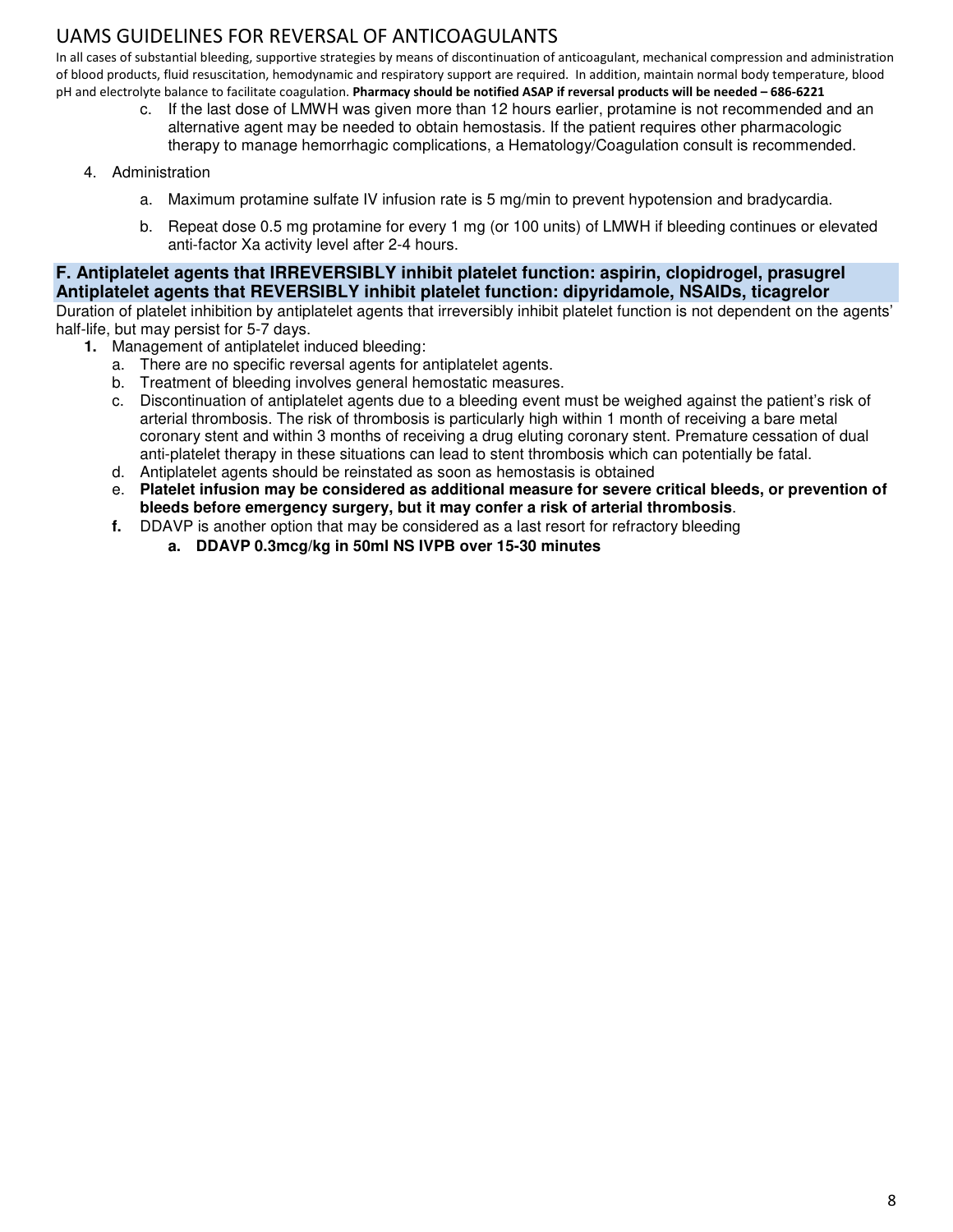c. If the last dose of LMWH was given more than 12 hours earlier, protamine is not recommended and an alternative agent may be needed to obtain hemostasis. If the patient requires other pharmacologic therapy to manage hemorrhagic complications, a Hematology/Coagulation consult is recommended.

4. Administration

   a. Maximum protamine sulfate IV infusion rate is 5 mg/min to prevent hypotension and bradycardia.

   b. Repeat dose 0.5 mg protamine for every 1 mg (or 100 units) of LMWH if bleeding continues or elevated anti-factor Xa activity level after 2-4 hours.

## F. Antiplatelet agents that IRREVERSIBLY inhibit platelet function: aspirin, clopidogrel, prasugrel Antiplatelet agents that REVERSIBLY inhibit platelet function: dipyridamole, NSAIDs, ticagrelor

Duration of platelet inhibition by antiplatelet agents that irreversibly inhibit platelet function is not dependent on the agents' half-life, but may persist for 5-7 days.

1. Management of antiplatelet induced bleeding:
   a. There are no specific reversal agents for antiplatelet agents.
   b. Treatment of bleeding involves general hemostatic measures.
   c. Discontinuation of antiplatelet agents due to a bleeding event must be weighed against the patient's risk of arterial thrombosis. The risk of thrombosis is particularly high within 1 month of receiving a bare metal coronary stent and within 3 months of receiving a drug eluting coronary stent. Premature cessation of dual anti-platelet therapy in these situations can lead to stent thrombosis which can potentially be fatal.
   d. Antiplatelet agents should be reinstated as soon as hemostasis is obtained
   e. **Platelet infusion may be considered as additional measure for severe critical bleeds, or prevention of bleeds before emergency surgery, but it may confer a risk of arterial thrombosis**.
   f. DDAVP is another option that may be considered as a last resort for refractory bleeding
      a. **DDAVP 0.3mcg/kg in 50ml NS IVPB over 15-30 minutes**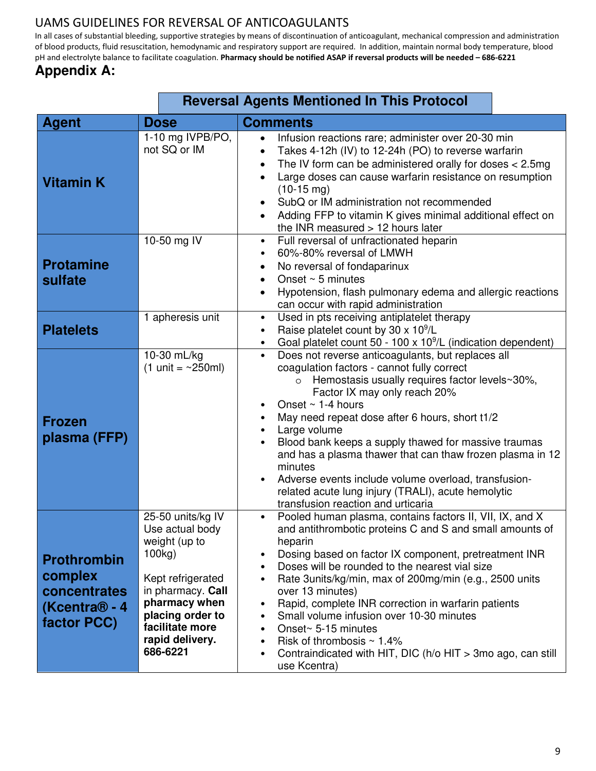# UAMS GUIDELINES FOR REVERSAL OF ANTICOAGULANTS

In all cases of substantial bleeding, supportive strategies by means of discontinuation of anticoagulant, mechanical compression and administration of blood products, fluid resuscitation, hemodynamic and respiratory support are required. In addition, maintain normal body temperature, blood pH and electrolyte balance to facilitate coagulation. **Pharmacy should be notified ASAP if reversal products will be needed – 686-6221**

## Appendix A:

**Reversal Agents Mentioned In This Protocol**

| Agent | Dose | Comments |
|---|---|---|
| **Vitamin K** | 1-10 mg IVPB/PO, not SQ or IM | • Infusion reactions rare; administer over 20-30 min<br>• Takes 4-12h (IV) to 12-24h (PO) to reverse warfarin<br>• The IV form can be administered orally for doses < 2.5mg<br>• Large doses can cause warfarin resistance on resumption (10-15 mg)<br>• SubQ or IM administration not recommended<br>• Adding FFP to vitamin K gives minimal additional effect on the INR measured > 12 hours later |
| **Protamine sulfate** | 10-50 mg IV | • Full reversal of unfractionated heparin<br>• 60%-80% reversal of LMWH<br>• No reversal of fondaparinux<br>• Onset ~ 5 minutes<br>• Hypotension, flash pulmonary edema and allergic reactions can occur with rapid administration |
| **Platelets** | 1 apheresis unit | • Used in pts receiving antiplatelet therapy<br>• Raise platelet count by 30 x $10^9$/L<br>• Goal platelet count 50 - 100 x $10^9$/L (indication dependent) |
| **Frozen plasma (FFP)** | 10-30 mL/kg (1 unit = ~250ml) | • Does not reverse anticoagulants, but replaces all coagulation factors - cannot fully correct<br>&nbsp;&nbsp;&nbsp;&nbsp;○ Hemostasis usually requires factor levels~30%, Factor IX may only reach 20%<br>• Onset ~ 1-4 hours<br>• May need repeat dose after 6 hours, short t1/2<br>• Large volume<br>• Blood bank keeps a supply thawed for massive traumas and has a plasma thawer that can thaw frozen plasma in 12 minutes<br>• Adverse events include volume overload, transfusion-related acute lung injury (TRALI), acute hemolytic transfusion reaction and urticaria |
| **Prothrombin complex concentrates (Kcentra® - 4 factor PCC)** | 25-50 units/kg IV Use actual body weight (up to 100kg)<br><br>Kept refrigerated in pharmacy. **Call pharmacy when placing order to facilitate more rapid delivery. 686-6221** | • Pooled human plasma, contains factors II, VII, IX, and X and antithrombotic proteins C and S and small amounts of heparin<br>• Dosing based on factor IX component, pretreatment INR<br>• Doses will be rounded to the nearest vial size<br>• Rate 3units/kg/min, max of 200mg/min (e.g., 2500 units over 13 minutes)<br>• Rapid, complete INR correction in warfarin patients<br>• Small volume infusion over 10-30 minutes<br>• Onset~ 5-15 minutes<br>• Risk of thrombosis ~ 1.4%<br>• Contraindicated with HIT, DIC (h/o HIT > 3mo ago, can still use Kcentra) |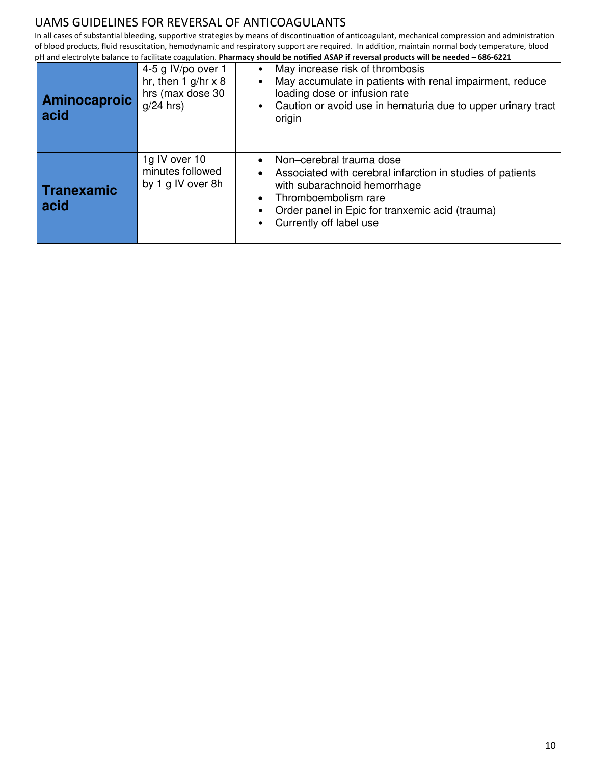# UAMS GUIDELINES FOR REVERSAL OF ANTICOAGULANTS

In all cases of substantial bleeding, supportive strategies by means of discontinuation of anticoagulant, mechanical compression and administration of blood products, fluid resuscitation, hemodynamic and respiratory support are required. In addition, maintain normal body temperature, blood pH and electrolyte balance to facilitate coagulation. **Pharmacy should be notified ASAP if reversal products will be needed – 686-6221**

| | | |
|---|---|---|
| **Aminocaproic acid** | 4-5 g IV/po over 1 hr, then 1 g/hr x 8 hrs (max dose 30 g/24 hrs) | • May increase risk of thrombosis<br>• May accumulate in patients with renal impairment, reduce loading dose or infusion rate<br>• Caution or avoid use in hematuria due to upper urinary tract origin |
| **Tranexamic acid** | 1g IV over 10 minutes followed by 1 g IV over 8h | • Non–cerebral trauma dose<br>• Associated with cerebral infarction in studies of patients with subarachnoid hemorrhage<br>• Thromboembolism rare<br>• Order panel in Epic for tranxemic acid (trauma)<br>• Currently off label use |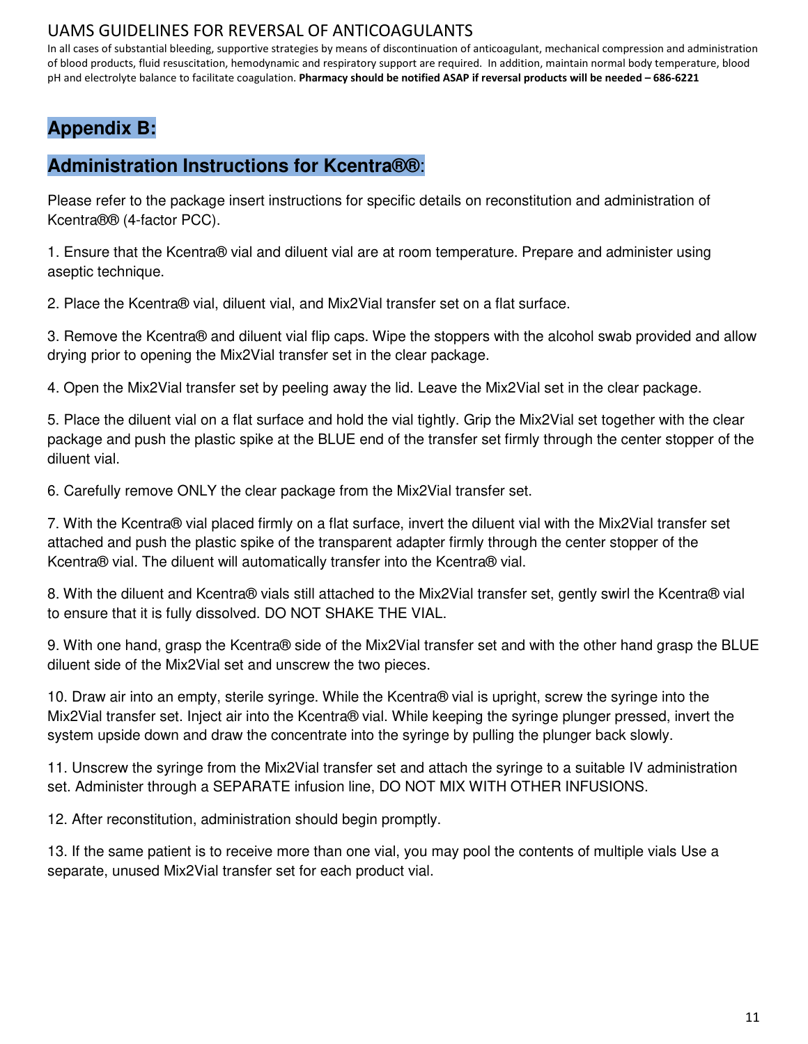## Appendix B:

## Administration Instructions for Kcentra®®:

Please refer to the package insert instructions for specific details on reconstitution and administration of Kcentra®® (4-factor PCC).

1. Ensure that the Kcentra® vial and diluent vial are at room temperature. Prepare and administer using aseptic technique.

2. Place the Kcentra® vial, diluent vial, and Mix2Vial transfer set on a flat surface.

3. Remove the Kcentra® and diluent vial flip caps. Wipe the stoppers with the alcohol swab provided and allow drying prior to opening the Mix2Vial transfer set in the clear package.

4. Open the Mix2Vial transfer set by peeling away the lid. Leave the Mix2Vial set in the clear package.

5. Place the diluent vial on a flat surface and hold the vial tightly. Grip the Mix2Vial set together with the clear package and push the plastic spike at the BLUE end of the transfer set firmly through the center stopper of the diluent vial.

6. Carefully remove ONLY the clear package from the Mix2Vial transfer set.

7. With the Kcentra® vial placed firmly on a flat surface, invert the diluent vial with the Mix2Vial transfer set attached and push the plastic spike of the transparent adapter firmly through the center stopper of the Kcentra® vial. The diluent will automatically transfer into the Kcentra® vial.

8. With the diluent and Kcentra® vials still attached to the Mix2Vial transfer set, gently swirl the Kcentra® vial to ensure that it is fully dissolved. DO NOT SHAKE THE VIAL.

9. With one hand, grasp the Kcentra® side of the Mix2Vial transfer set and with the other hand grasp the BLUE diluent side of the Mix2Vial set and unscrew the two pieces.

10. Draw air into an empty, sterile syringe. While the Kcentra® vial is upright, screw the syringe into the Mix2Vial transfer set. Inject air into the Kcentra® vial. While keeping the syringe plunger pressed, invert the system upside down and draw the concentrate into the syringe by pulling the plunger back slowly.

11. Unscrew the syringe from the Mix2Vial transfer set and attach the syringe to a suitable IV administration set. Administer through a SEPARATE infusion line, DO NOT MIX WITH OTHER INFUSIONS.

12. After reconstitution, administration should begin promptly.

13. If the same patient is to receive more than one vial, you may pool the contents of multiple vials Use a separate, unused Mix2Vial transfer set for each product vial.